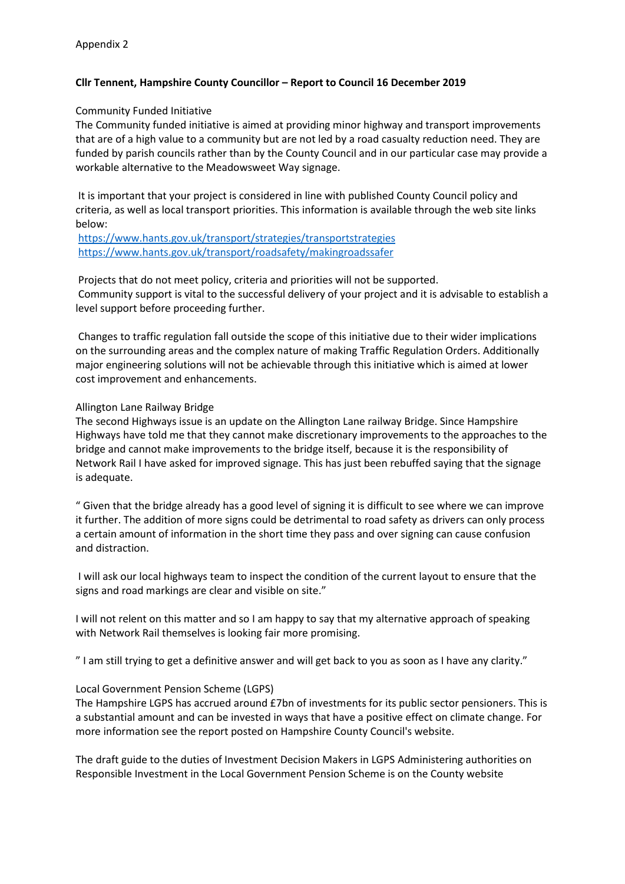Appendix 2

**Cllr Tennent, Hampshire County Councillor – Report to Council 16 December 2019**

Community Funded Initiative

The Community funded initiative is aimed at providing minor highway and transport improvements that are of a high value to a community but are not led by a road casualty reduction need. They are funded by parish councils rather than by the County Council and in our particular case may provide a workable alternative to the Meadowsweet Way signage.

It is important that your project is considered in line with published County Council policy and criteria, as well as local transport priorities. This information is available through the web site links below:

https://www.hants.gov.uk/transport/strategies/transportstrategies
https://www.hants.gov.uk/transport/roadsafety/makingroadssafer

Projects that do not meet policy, criteria and priorities will not be supported.
Community support is vital to the successful delivery of your project and it is advisable to establish a level support before proceeding further.

Changes to traffic regulation fall outside the scope of this initiative due to their wider implications on the surrounding areas and the complex nature of making Traffic Regulation Orders. Additionally major engineering solutions will not be achievable through this initiative which is aimed at lower cost improvement and enhancements.

Allington Lane Railway Bridge

The second Highways issue is an update on the Allington Lane railway Bridge. Since Hampshire Highways have told me that they cannot make discretionary improvements to the approaches to the bridge and cannot make improvements to the bridge itself, because it is the responsibility of Network Rail I have asked for improved signage. This has just been rebuffed saying that the signage is adequate.

" Given that the bridge already has a good level of signing it is difficult to see where we can improve it further. The addition of more signs could be detrimental to road safety as drivers can only process a certain amount of information in the short time they pass and over signing can cause confusion and distraction.

I will ask our local highways team to inspect the condition of the current layout to ensure that the signs and road markings are clear and visible on site."

I will not relent on this matter and so I am happy to say that my alternative approach of speaking with Network Rail themselves is looking fair more promising.

" I am still trying to get a definitive answer and will get back to you as soon as I have any clarity."

Local Government Pension Scheme (LGPS)

The Hampshire LGPS has accrued around £7bn of investments for its public sector pensioners. This is a substantial amount and can be invested in ways that have a positive effect on climate change. For more information see the report posted on Hampshire County Council's website.

The draft guide to the duties of Investment Decision Makers in LGPS Administering authorities on Responsible Investment in the Local Government Pension Scheme is on the County website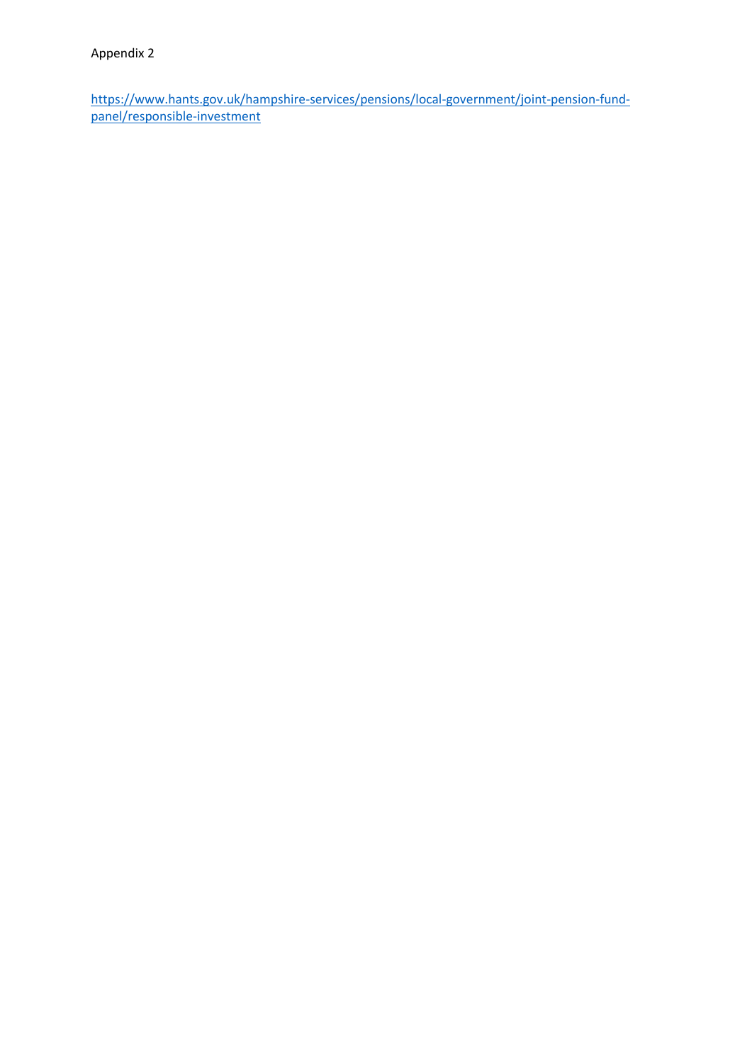Appendix 2

https://www.hants.gov.uk/hampshire-services/pensions/local-government/joint-pension-fund-panel/responsible-investment